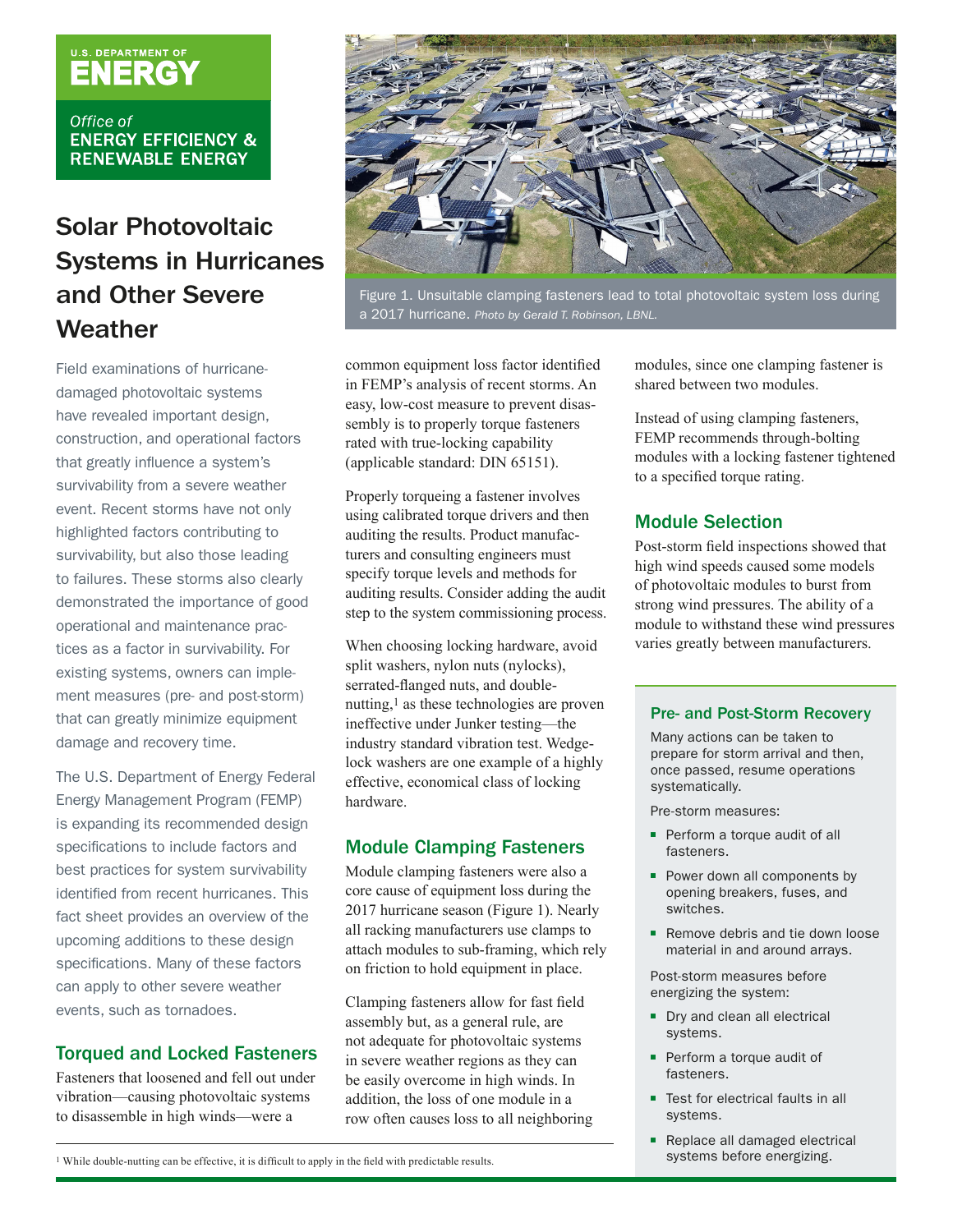U.S. DEPARTMENT OF ENERGY

Office of ENERGY EFFICIENCY & RENEWABLE ENERGY

# Solar Photovoltaic Systems in Hurricanes and Other Severe Weather

Figure 1. Unsuitable clamping fasteners lead to total photovoltaic system loss during a 2017 hurricane. *Photo by Gerald T. Robinson, LBNL.*

Field examinations of hurricane-damaged photovoltaic systems have revealed important design, construction, and operational factors that greatly influence a system's survivability from a severe weather event. Recent storms have not only highlighted factors contributing to survivability, but also those leading to failures. These storms also clearly demonstrated the importance of good operational and maintenance practices as a factor in survivability. For existing systems, owners can implement measures (pre- and post-storm) that can greatly minimize equipment damage and recovery time.

The U.S. Department of Energy Federal Energy Management Program (FEMP) is expanding its recommended design specifications to include factors and best practices for system survivability identified from recent hurricanes. This fact sheet provides an overview of the upcoming additions to these design specifications. Many of these factors can apply to other severe weather events, such as tornadoes.

## Torqued and Locked Fasteners

Fasteners that loosened and fell out under vibration—causing photovoltaic systems to disassemble in high winds—were a common equipment loss factor identified in FEMP's analysis of recent storms. An easy, low-cost measure to prevent disassembly is to properly torque fasteners rated with true-locking capability (applicable standard: DIN 65151).

Properly torqueing a fastener involves using calibrated torque drivers and then auditing the results. Product manufacturers and consulting engineers must specify torque levels and methods for auditing results. Consider adding the audit step to the system commissioning process.

When choosing locking hardware, avoid split washers, nylon nuts (nylocks), serrated-flanged nuts, and double-nutting,[1] as these technologies are proven ineffective under Junker testing—the industry standard vibration test. Wedge-lock washers are one example of a highly effective, economical class of locking hardware.

## Module Clamping Fasteners

Module clamping fasteners were also a core cause of equipment loss during the 2017 hurricane season (Figure 1). Nearly all racking manufacturers use clamps to attach modules to sub-framing, which rely on friction to hold equipment in place.

Clamping fasteners allow for fast field assembly but, as a general rule, are not adequate for photovoltaic systems in severe weather regions as they can be easily overcome in high winds. In addition, the loss of one module in a row often causes loss to all neighboring modules, since one clamping fastener is shared between two modules.

Instead of using clamping fasteners, FEMP recommends through-bolting modules with a locking fastener tightened to a specified torque rating.

## Module Selection

Post-storm field inspections showed that high wind speeds caused some models of photovoltaic modules to burst from strong wind pressures. The ability of a module to withstand these wind pressures varies greatly between manufacturers.

### Pre- and Post-Storm Recovery

Many actions can be taken to prepare for storm arrival and then, once passed, resume operations systematically.

Pre-storm measures:

- Perform a torque audit of all fasteners.
- Power down all components by opening breakers, fuses, and switches.
- Remove debris and tie down loose material in and around arrays.

Post-storm measures before energizing the system:

- Dry and clean all electrical systems.
- Perform a torque audit of fasteners.
- Test for electrical faults in all systems.
- Replace all damaged electrical systems before energizing.

[1] While double-nutting can be effective, it is difficult to apply in the field with predictable results.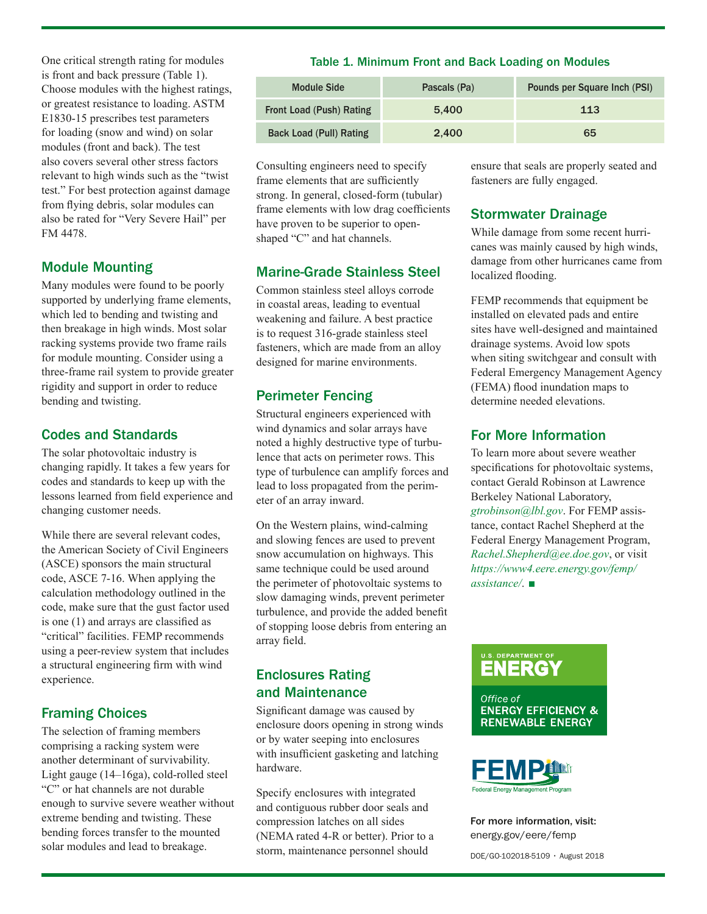One critical strength rating for modules is front and back pressure (Table 1). Choose modules with the highest ratings, or greatest resistance to loading. ASTM E1830-15 prescribes test parameters for loading (snow and wind) on solar modules (front and back). The test also covers several other stress factors relevant to high winds such as the "twist test." For best protection against damage from flying debris, solar modules can also be rated for "Very Severe Hail" per FM 4478.

## Module Mounting

Many modules were found to be poorly supported by underlying frame elements, which led to bending and twisting and then breakage in high winds. Most solar racking systems provide two frame rails for module mounting. Consider using a three-frame rail system to provide greater rigidity and support in order to reduce bending and twisting.

## Codes and Standards

The solar photovoltaic industry is changing rapidly. It takes a few years for codes and standards to keep up with the lessons learned from field experience and changing customer needs.

While there are several relevant codes, the American Society of Civil Engineers (ASCE) sponsors the main structural code, ASCE 7-16. When applying the calculation methodology outlined in the code, make sure that the gust factor used is one (1) and arrays are classified as "critical" facilities. FEMP recommends using a peer-review system that includes a structural engineering firm with wind experience.

## Framing Choices

The selection of framing members comprising a racking system were another determinant of survivability. Light gauge (14–16ga), cold-rolled steel "C" or hat channels are not durable enough to survive severe weather without extreme bending and twisting. These bending forces transfer to the mounted solar modules and lead to breakage.

**Table 1. Minimum Front and Back Loading on Modules**

| Module Side | Pascals (Pa) | Pounds per Square Inch (PSI) |
|---|---|---|
| Front Load (Push) Rating | 5,400 | 113 |
| Back Load (Pull) Rating | 2,400 | 65 |

Consulting engineers need to specify frame elements that are sufficiently strong. In general, closed-form (tubular) frame elements with low drag coefficients have proven to be superior to open-shaped "C" and hat channels.

## Marine-Grade Stainless Steel

Common stainless steel alloys corrode in coastal areas, leading to eventual weakening and failure. A best practice is to request 316-grade stainless steel fasteners, which are made from an alloy designed for marine environments.

## Perimeter Fencing

Structural engineers experienced with wind dynamics and solar arrays have noted a highly destructive type of turbulence that acts on perimeter rows. This type of turbulence can amplify forces and lead to loss propagated from the perimeter of an array inward.

On the Western plains, wind-calming and slowing fences are used to prevent snow accumulation on highways. This same technique could be used around the perimeter of photovoltaic systems to slow damaging winds, prevent perimeter turbulence, and provide the added benefit of stopping loose debris from entering an array field.

## Enclosures Rating and Maintenance

Significant damage was caused by enclosure doors opening in strong winds or by water seeping into enclosures with insufficient gasketing and latching hardware.

Specify enclosures with integrated and contiguous rubber door seals and compression latches on all sides (NEMA rated 4-R or better). Prior to a storm, maintenance personnel should ensure that seals are properly seated and fasteners are fully engaged.

## Stormwater Drainage

While damage from some recent hurricanes was mainly caused by high winds, damage from other hurricanes came from localized flooding.

FEMP recommends that equipment be installed on elevated pads and entire sites have well-designed and maintained drainage systems. Avoid low spots when siting switchgear and consult with Federal Emergency Management Agency (FEMA) flood inundation maps to determine needed elevations.

## For More Information

To learn more about severe weather specifications for photovoltaic systems, contact Gerald Robinson at Lawrence Berkeley National Laboratory, *gtrobinson@lbl.gov*. For FEMP assistance, contact Rachel Shepherd at the Federal Energy Management Program, *Rachel.Shepherd@ee.doe.gov*, or visit *https://www4.eere.energy.gov/femp/assistance/*. ■

U.S. DEPARTMENT OF ENERGY

Office of ENERGY EFFICIENCY & RENEWABLE ENERGY

FEMP Federal Energy Management Program

For more information, visit: energy.gov/eere/femp

DOE/GO-102018-5109 • August 2018